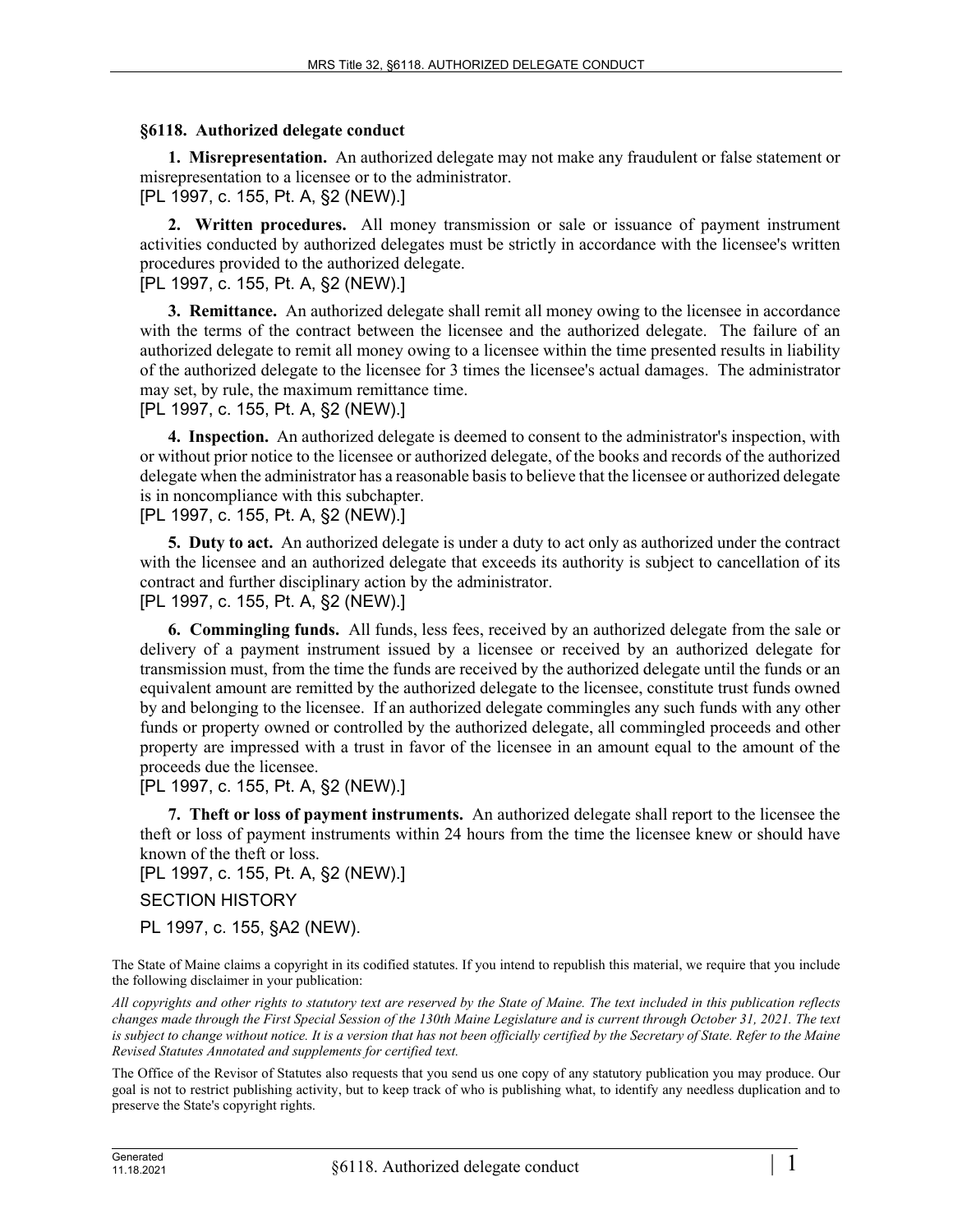## §6118. Authorized delegate conduct

**1. Misrepresentation.** An authorized delegate may not make any fraudulent or false statement or misrepresentation to a licensee or to the administrator.

[PL 1997, c. 155, Pt. A, §2 (NEW).]

**2. Written procedures.** All money transmission or sale or issuance of payment instrument activities conducted by authorized delegates must be strictly in accordance with the licensee's written procedures provided to the authorized delegate.

[PL 1997, c. 155, Pt. A, §2 (NEW).]

**3. Remittance.** An authorized delegate shall remit all money owing to the licensee in accordance with the terms of the contract between the licensee and the authorized delegate. The failure of an authorized delegate to remit all money owing to a licensee within the time presented results in liability of the authorized delegate to the licensee for 3 times the licensee's actual damages. The administrator may set, by rule, the maximum remittance time.

[PL 1997, c. 155, Pt. A, §2 (NEW).]

**4. Inspection.** An authorized delegate is deemed to consent to the administrator's inspection, with or without prior notice to the licensee or authorized delegate, of the books and records of the authorized delegate when the administrator has a reasonable basis to believe that the licensee or authorized delegate is in noncompliance with this subchapter.

[PL 1997, c. 155, Pt. A, §2 (NEW).]

**5. Duty to act.** An authorized delegate is under a duty to act only as authorized under the contract with the licensee and an authorized delegate that exceeds its authority is subject to cancellation of its contract and further disciplinary action by the administrator.

[PL 1997, c. 155, Pt. A, §2 (NEW).]

**6. Commingling funds.** All funds, less fees, received by an authorized delegate from the sale or delivery of a payment instrument issued by a licensee or received by an authorized delegate for transmission must, from the time the funds are received by the authorized delegate until the funds or an equivalent amount are remitted by the authorized delegate to the licensee, constitute trust funds owned by and belonging to the licensee. If an authorized delegate commingles any such funds with any other funds or property owned or controlled by the authorized delegate, all commingled proceeds and other property are impressed with a trust in favor of the licensee in an amount equal to the amount of the proceeds due the licensee.

[PL 1997, c. 155, Pt. A, §2 (NEW).]

**7. Theft or loss of payment instruments.** An authorized delegate shall report to the licensee the theft or loss of payment instruments within 24 hours from the time the licensee knew or should have known of the theft or loss.

[PL 1997, c. 155, Pt. A, §2 (NEW).]

SECTION HISTORY

PL 1997, c. 155, §A2 (NEW).

The State of Maine claims a copyright in its codified statutes. If you intend to republish this material, we require that you include the following disclaimer in your publication:

*All copyrights and other rights to statutory text are reserved by the State of Maine. The text included in this publication reflects changes made through the First Special Session of the 130th Maine Legislature and is current through October 31, 2021. The text is subject to change without notice. It is a version that has not been officially certified by the Secretary of State. Refer to the Maine Revised Statutes Annotated and supplements for certified text.*

The Office of the Revisor of Statutes also requests that you send us one copy of any statutory publication you may produce. Our goal is not to restrict publishing activity, but to keep track of who is publishing what, to identify any needless duplication and to preserve the State's copyright rights.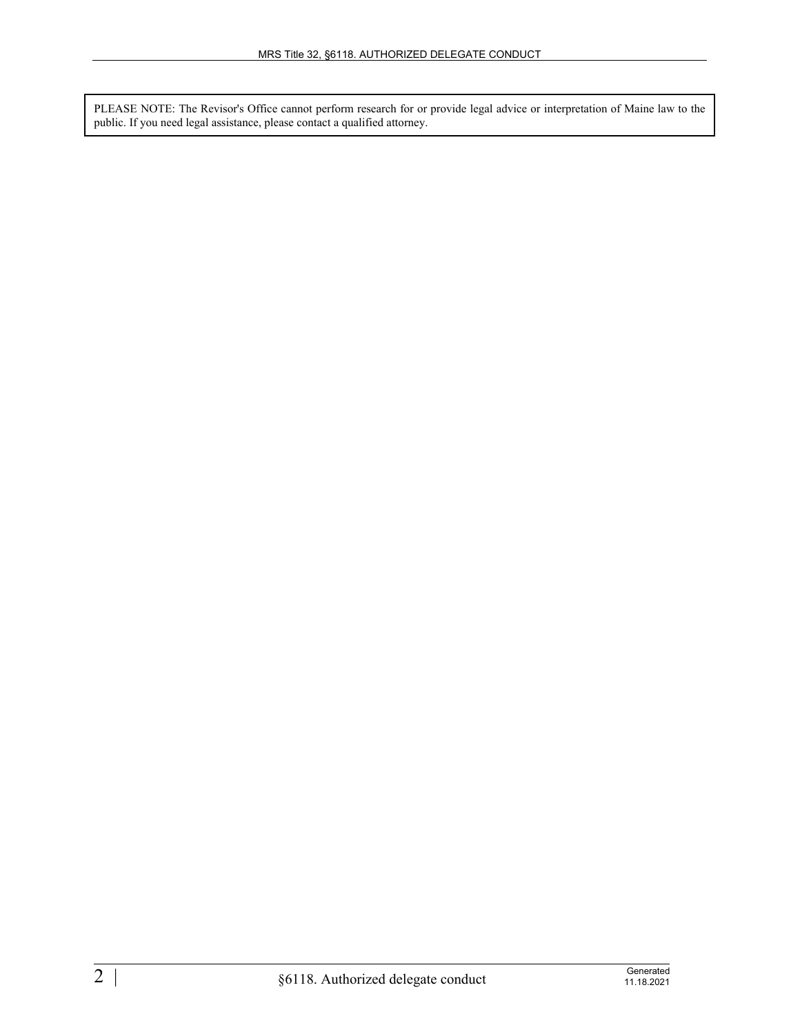PLEASE NOTE: The Revisor's Office cannot perform research for or provide legal advice or interpretation of Maine law to the public. If you need legal assistance, please contact a qualified attorney.